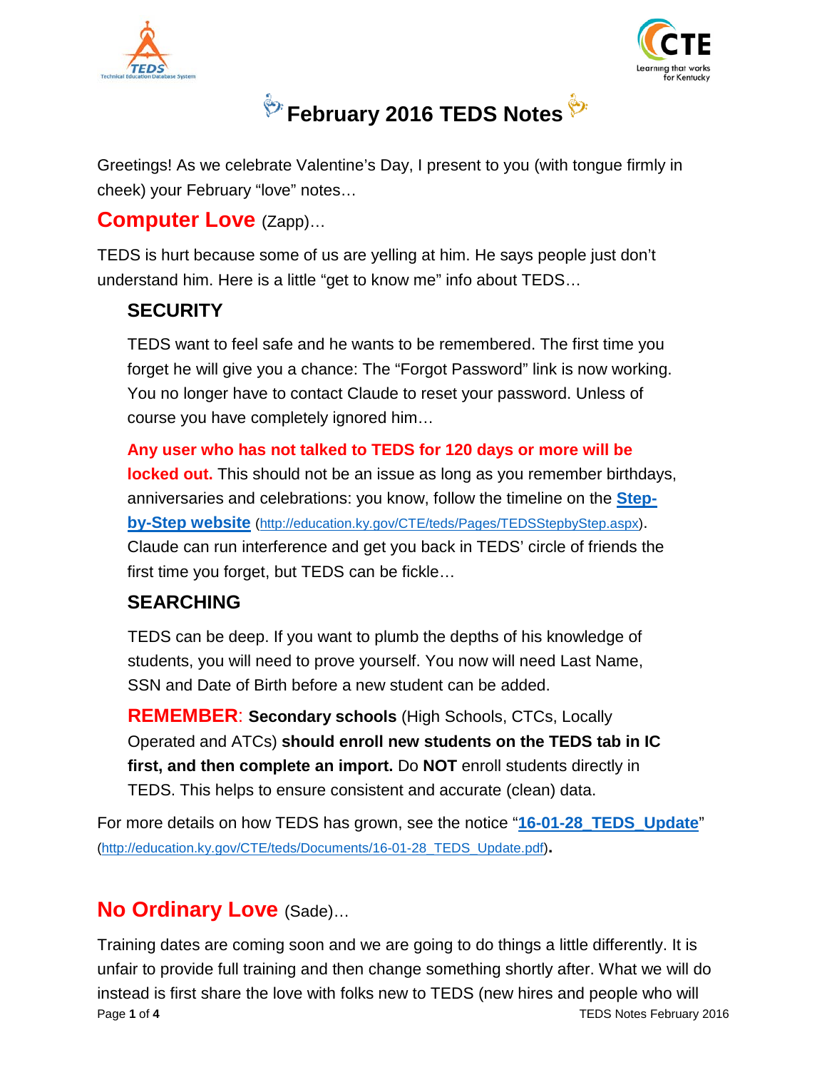# February 2016 TEDS Notes

Greetings! As we celebrate Valentine's Day, I present to you (with tongue firmly in cheek) your February "love" notes…

## Computer Love (Zapp)…

TEDS is hurt because some of us are yelling at him. He says people just don't understand him. Here is a little "get to know me" info about TEDS…

### SECURITY

TEDS want to feel safe and he wants to be remembered. The first time you forget he will give you a chance: The "Forgot Password" link is now working. You no longer have to contact Claude to reset your password. Unless of course you have completely ignored him…

**Any user who has not talked to TEDS for 120 days or more will be locked out.** This should not be an issue as long as you remember birthdays, anniversaries and celebrations: you know, follow the timeline on the **Step-by-Step website** (http://education.ky.gov/CTE/teds/Pages/TEDSStepbyStep.aspx). Claude can run interference and get you back in TEDS' circle of friends the first time you forget, but TEDS can be fickle…

### SEARCHING

TEDS can be deep. If you want to plumb the depths of his knowledge of students, you will need to prove yourself. You now will need Last Name, SSN and Date of Birth before a new student can be added.

**REMEMBER**: **Secondary schools** (High Schools, CTCs, Locally Operated and ATCs) **should enroll new students on the TEDS tab in IC first, and then complete an import.** Do **NOT** enroll students directly in TEDS. This helps to ensure consistent and accurate (clean) data.

For more details on how TEDS has grown, see the notice "**16-01-28_TEDS_Update**" (http://education.ky.gov/CTE/teds/Documents/16-01-28_TEDS_Update.pdf).

## No Ordinary Love (Sade)…

Training dates are coming soon and we are going to do things a little differently. It is unfair to provide full training and then change something shortly after. What we will do instead is first share the love with folks new to TEDS (new hires and people who will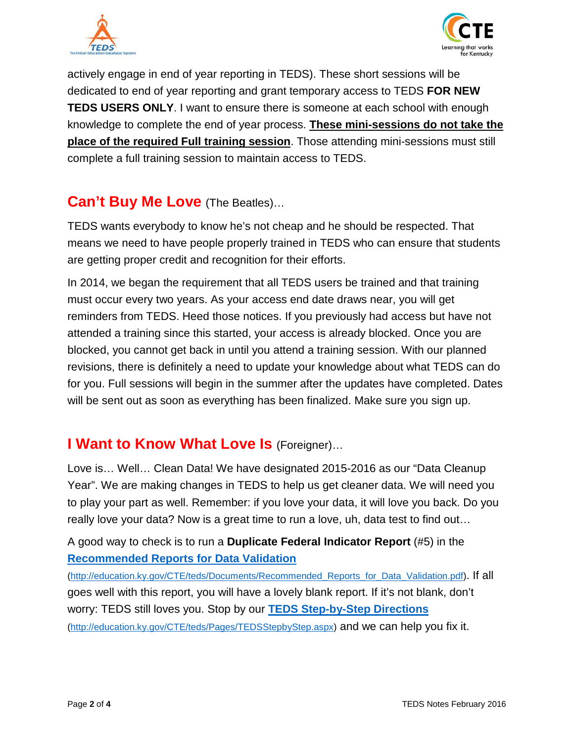actively engage in end of year reporting in TEDS). These short sessions will be dedicated to end of year reporting and grant temporary access to TEDS **FOR NEW TEDS USERS ONLY**. I want to ensure there is someone at each school with enough knowledge to complete the end of year process. **These mini-sessions do not take the place of the required Full training session**. Those attending mini-sessions must still complete a full training session to maintain access to TEDS.

## Can't Buy Me Love (The Beatles)…

TEDS wants everybody to know he's not cheap and he should be respected. That means we need to have people properly trained in TEDS who can ensure that students are getting proper credit and recognition for their efforts.

In 2014, we began the requirement that all TEDS users be trained and that training must occur every two years. As your access end date draws near, you will get reminders from TEDS. Heed those notices. If you previously had access but have not attended a training since this started, your access is already blocked. Once you are blocked, you cannot get back in until you attend a training session. With our planned revisions, there is definitely a need to update your knowledge about what TEDS can do for you. Full sessions will begin in the summer after the updates have completed. Dates will be sent out as soon as everything has been finalized. Make sure you sign up.

## I Want to Know What Love Is (Foreigner)…

Love is… Well… Clean Data! We have designated 2015-2016 as our "Data Cleanup Year". We are making changes in TEDS to help us get cleaner data. We will need you to play your part as well. Remember: if you love your data, it will love you back. Do you really love your data? Now is a great time to run a love, uh, data test to find out…

A good way to check is to run a **Duplicate Federal Indicator Report** (#5) in the **[Recommended Reports for Data Validation](http://education.ky.gov/CTE/teds/Documents/Recommended_Reports_for_Data_Validation.pdf)** (http://education.ky.gov/CTE/teds/Documents/Recommended_Reports_for_Data_Validation.pdf). If all goes well with this report, you will have a lovely blank report. If it's not blank, don't worry: TEDS still loves you. Stop by our **[TEDS Step-by-Step Directions](http://education.ky.gov/CTE/teds/Pages/TEDSStepbyStep.aspx)** (http://education.ky.gov/CTE/teds/Pages/TEDSStepbyStep.aspx) and we can help you fix it.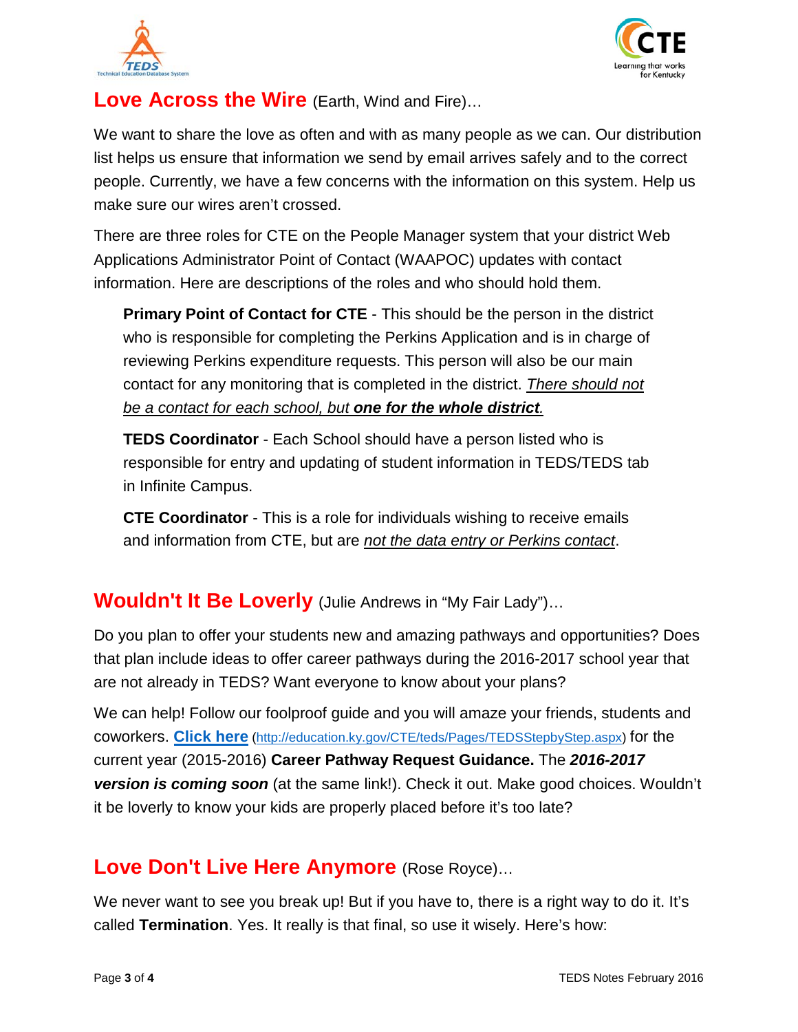## Love Across the Wire (Earth, Wind and Fire)…

We want to share the love as often and with as many people as we can. Our distribution list helps us ensure that information we send by email arrives safely and to the correct people. Currently, we have a few concerns with the information on this system. Help us make sure our wires aren't crossed.

There are three roles for CTE on the People Manager system that your district Web Applications Administrator Point of Contact (WAAPOC) updates with contact information. Here are descriptions of the roles and who should hold them.

> **Primary Point of Contact for CTE** - This should be the person in the district who is responsible for completing the Perkins Application and is in charge of reviewing Perkins expenditure requests. This person will also be our main contact for any monitoring that is completed in the district. *There should not be a contact for each school, but* ***one for the whole district****.*
>
> **TEDS Coordinator** - Each School should have a person listed who is responsible for entry and updating of student information in TEDS/TEDS tab in Infinite Campus.
>
> **CTE Coordinator** - This is a role for individuals wishing to receive emails and information from CTE, but are *not the data entry or Perkins contact*.

## Wouldn't It Be Loverly (Julie Andrews in "My Fair Lady")…

Do you plan to offer your students new and amazing pathways and opportunities? Does that plan include ideas to offer career pathways during the 2016-2017 school year that are not already in TEDS? Want everyone to know about your plans?

We can help! Follow our foolproof guide and you will amaze your friends, students and coworkers. **Click here** (http://education.ky.gov/CTE/teds/Pages/TEDSStepbyStep.aspx) for the current year (2015-2016) **Career Pathway Request Guidance.** The ***2016-2017 version is coming soon*** (at the same link!). Check it out. Make good choices. Wouldn't it be loverly to know your kids are properly placed before it's too late?

## Love Don't Live Here Anymore (Rose Royce)…

We never want to see you break up! But if you have to, there is a right way to do it. It's called **Termination**. Yes. It really is that final, so use it wisely. Here's how: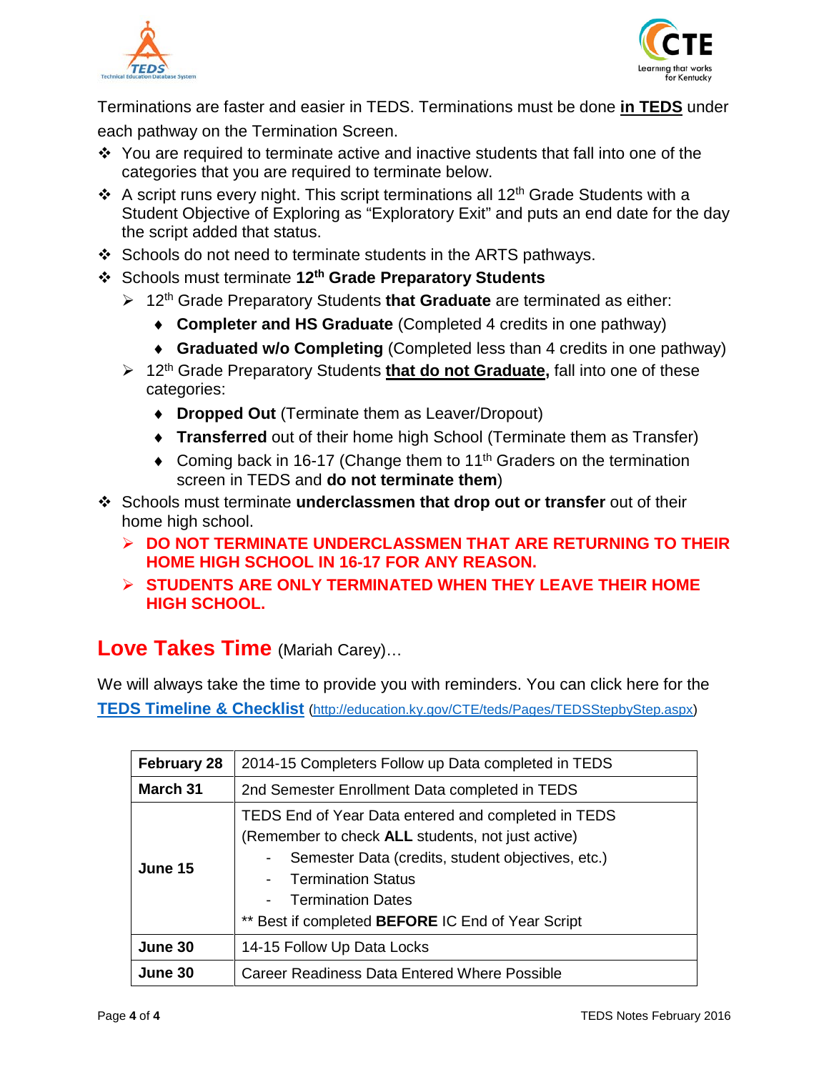Terminations are faster and easier in TEDS. Terminations must be done **in TEDS** under each pathway on the Termination Screen.

- You are required to terminate active and inactive students that fall into one of the categories that you are required to terminate below.
- A script runs every night. This script terminations all 12th Grade Students with a Student Objective of Exploring as "Exploratory Exit" and puts an end date for the day the script added that status.
- Schools do not need to terminate students in the ARTS pathways.
- Schools must terminate **12th Grade Preparatory Students**
  - 12th Grade Preparatory Students **that Graduate** are terminated as either:
    - **Completer and HS Graduate** (Completed 4 credits in one pathway)
    - **Graduated w/o Completing** (Completed less than 4 credits in one pathway)
  - 12th Grade Preparatory Students **that do not Graduate,** fall into one of these categories:
    - **Dropped Out** (Terminate them as Leaver/Dropout)
    - **Transferred** out of their home high School (Terminate them as Transfer)
    - Coming back in 16-17 (Change them to 11th Graders on the termination screen in TEDS and **do not terminate them**)
- Schools must terminate **underclassmen that drop out or transfer** out of their home high school.
  - **DO NOT TERMINATE UNDERCLASSMEN THAT ARE RETURNING TO THEIR HOME HIGH SCHOOL IN 16-17 FOR ANY REASON.**
  - **STUDENTS ARE ONLY TERMINATED WHEN THEY LEAVE THEIR HOME HIGH SCHOOL.**

## Love Takes Time (Mariah Carey)…

We will always take the time to provide you with reminders. You can click here for the **TEDS Timeline & Checklist** (http://education.ky.gov/CTE/teds/Pages/TEDSStepbyStep.aspx)

| | |
|---|---|
| **February 28** | 2014-15 Completers Follow up Data completed in TEDS |
| **March 31** | 2nd Semester Enrollment Data completed in TEDS |
| **June 15** | TEDS End of Year Data entered and completed in TEDS (Remember to check **ALL** students, not just active)<br>- Semester Data (credits, student objectives, etc.)<br>- Termination Status<br>- Termination Dates<br>** Best if completed **BEFORE** IC End of Year Script |
| **June 30** | 14-15 Follow Up Data Locks |
| **June 30** | Career Readiness Data Entered Where Possible |